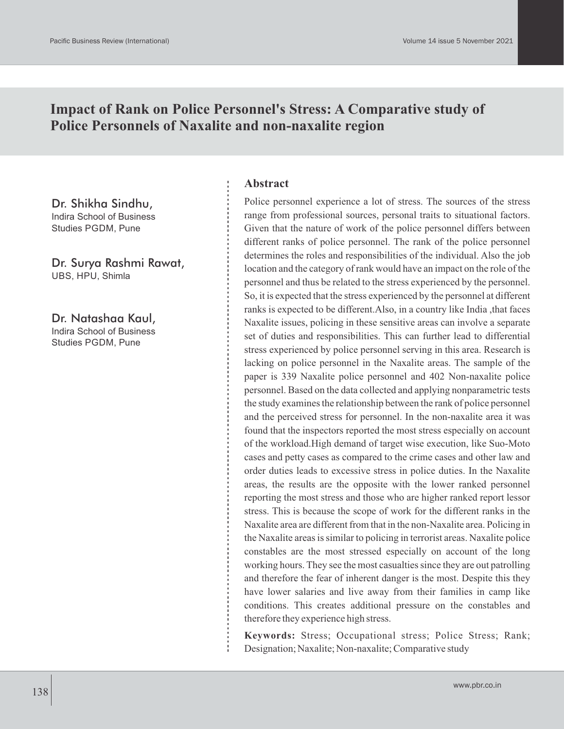# Impact of Rank on Police Personnel's Stress: A Comparative study of Police Personnels of Naxalite and non-naxalite region

**Dr. Shikha Sindhu,**
Indira School of Business Studies PGDM, Pune

**Dr. Surya Rashmi Rawat,**
UBS, HPU, Shimla

**Dr. Natashaa Kaul,**
Indira School of Business Studies PGDM, Pune

## Abstract

Police personnel experience a lot of stress. The sources of the stress range from professional sources, personal traits to situational factors. Given that the nature of work of the police personnel differs between different ranks of police personnel. The rank of the police personnel determines the roles and responsibilities of the individual. Also the job location and the category of rank would have an impact on the role of the personnel and thus be related to the stress experienced by the personnel. So, it is expected that the stress experienced by the personnel at different ranks is expected to be different.Also, in a country like India ,that faces Naxalite issues, policing in these sensitive areas can involve a separate set of duties and responsibilities. This can further lead to differential stress experienced by police personnel serving in this area. Research is lacking on police personnel in the Naxalite areas. The sample of the paper is 339 Naxalite police personnel and 402 Non-naxalite police personnel. Based on the data collected and applying nonparametric tests the study examines the relationship between the rank of police personnel and the perceived stress for personnel. In the non-naxalite area it was found that the inspectors reported the most stress especially on account of the workload.High demand of target wise execution, like Suo-Moto cases and petty cases as compared to the crime cases and other law and order duties leads to excessive stress in police duties. In the Naxalite areas, the results are the opposite with the lower ranked personnel reporting the most stress and those who are higher ranked report lessor stress. This is because the scope of work for the different ranks in the Naxalite area are different from that in the non-Naxalite area. Policing in the Naxalite areas is similar to policing in terrorist areas. Naxalite police constables are the most stressed especially on account of the long working hours. They see the most casualties since they are out patrolling and therefore the fear of inherent danger is the most. Despite this they have lower salaries and live away from their families in camp like conditions. This creates additional pressure on the constables and therefore they experience high stress.

**Keywords:** Stress; Occupational stress; Police Stress; Rank; Designation; Naxalite; Non-naxalite; Comparative study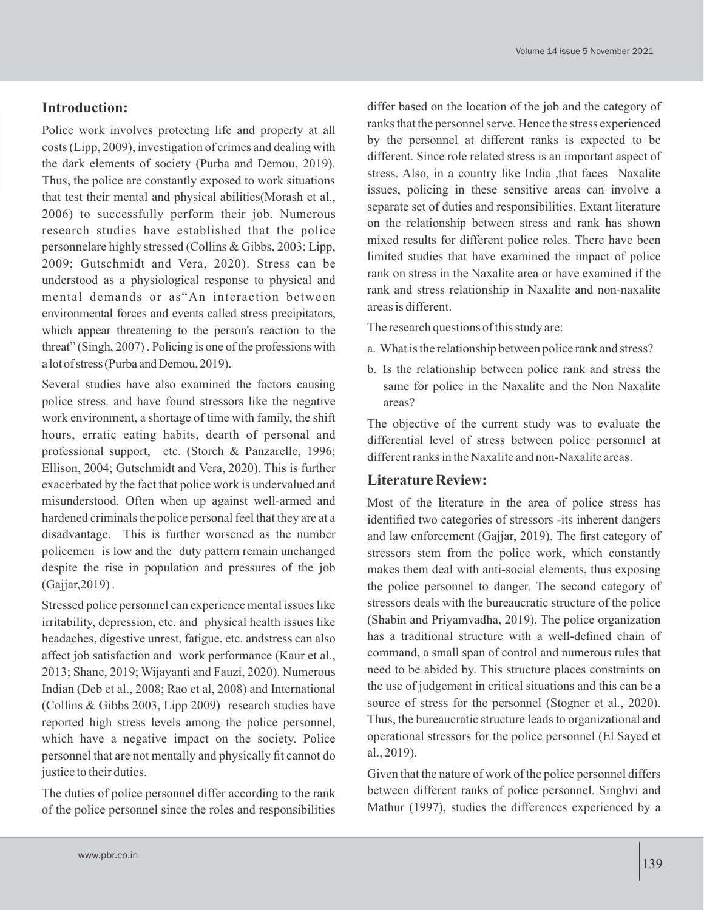## Introduction:

Police work involves protecting life and property at all costs (Lipp, 2009), investigation of crimes and dealing with the dark elements of society (Purba and Demou, 2019). Thus, the police are constantly exposed to work situations that test their mental and physical abilities(Morash et al., 2006) to successfully perform their job. Numerous research studies have established that the police personnelare highly stressed (Collins & Gibbs, 2003; Lipp, 2009; Gutschmidt and Vera, 2020). Stress can be understood as a physiological response to physical and mental demands or as"An interaction between environmental forces and events called stress precipitators, which appear threatening to the person's reaction to the threat" (Singh, 2007) . Policing is one of the professions with a lot of stress (Purba and Demou, 2019).

Several studies have also examined the factors causing police stress. and have found stressors like the negative work environment, a shortage of time with family, the shift hours, erratic eating habits, dearth of personal and professional support, etc. (Storch & Panzarelle, 1996; Ellison, 2004; Gutschmidt and Vera, 2020). This is further exacerbated by the fact that police work is undervalued and misunderstood. Often when up against well-armed and hardened criminals the police personal feel that they are at a disadvantage. This is further worsened as the number policemen is low and the duty pattern remain unchanged despite the rise in population and pressures of the job (Gajjar,2019) .

Stressed police personnel can experience mental issues like irritability, depression, etc. and physical health issues like headaches, digestive unrest, fatigue, etc. andstress can also affect job satisfaction and work performance (Kaur et al., 2013; Shane, 2019; Wijayanti and Fauzi, 2020). Numerous Indian (Deb et al., 2008; Rao et al, 2008) and International (Collins & Gibbs 2003, Lipp 2009) research studies have reported high stress levels among the police personnel, which have a negative impact on the society. Police personnel that are not mentally and physically fit cannot do justice to their duties.

The duties of police personnel differ according to the rank of the police personnel since the roles and responsibilities differ based on the location of the job and the category of ranks that the personnel serve. Hence the stress experienced by the personnel at different ranks is expected to be different. Since role related stress is an important aspect of stress. Also, in a country like India ,that faces Naxalite issues, policing in these sensitive areas can involve a separate set of duties and responsibilities. Extant literature on the relationship between stress and rank has shown mixed results for different police roles. There have been limited studies that have examined the impact of police rank on stress in the Naxalite area or have examined if the rank and stress relationship in Naxalite and non-naxalite areas is different.

The research questions of this study are:

a. What is the relationship between police rank and stress?
b. Is the relationship between police rank and stress the same for police in the Naxalite and the Non Naxalite areas?

The objective of the current study was to evaluate the differential level of stress between police personnel at different ranks in the Naxalite and non-Naxalite areas.

## Literature Review:

Most of the literature in the area of police stress has identified two categories of stressors -its inherent dangers and law enforcement (Gajjar, 2019). The first category of stressors stem from the police work, which constantly makes them deal with anti-social elements, thus exposing the police personnel to danger. The second category of stressors deals with the bureaucratic structure of the police (Shabin and Priyamvadha, 2019). The police organization has a traditional structure with a well-defined chain of command, a small span of control and numerous rules that need to be abided by. This structure places constraints on the use of judgement in critical situations and this can be a source of stress for the personnel (Stogner et al., 2020). Thus, the bureaucratic structure leads to organizational and operational stressors for the police personnel (El Sayed et al., 2019).

Given that the nature of work of the police personnel differs between different ranks of police personnel. Singhvi and Mathur (1997), studies the differences experienced by a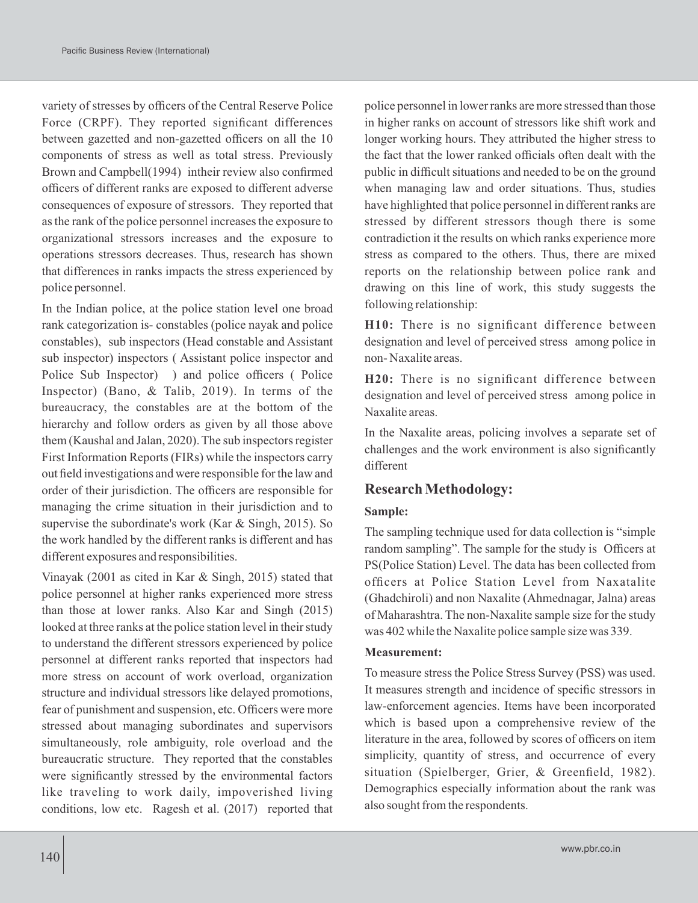variety of stresses by officers of the Central Reserve Police Force (CRPF). They reported significant differences between gazetted and non-gazetted officers on all the 10 components of stress as well as total stress. Previously Brown and Campbell(1994) intheir review also confirmed officers of different ranks are exposed to different adverse consequences of exposure of stressors. They reported that as the rank of the police personnel increases the exposure to organizational stressors increases and the exposure to operations stressors decreases. Thus, research has shown that differences in ranks impacts the stress experienced by police personnel.

In the Indian police, at the police station level one broad rank categorization is- constables (police nayak and police constables), sub inspectors (Head constable and Assistant sub inspector) inspectors ( Assistant police inspector and Police Sub Inspector) ) and police officers ( Police Inspector) (Bano, & Talib, 2019). In terms of the bureaucracy, the constables are at the bottom of the hierarchy and follow orders as given by all those above them (Kaushal and Jalan, 2020). The sub inspectors register First Information Reports (FIRs) while the inspectors carry out field investigations and were responsible for the law and order of their jurisdiction. The officers are responsible for managing the crime situation in their jurisdiction and to supervise the subordinate's work (Kar & Singh, 2015). So the work handled by the different ranks is different and has different exposures and responsibilities.

Vinayak (2001 as cited in Kar & Singh, 2015) stated that police personnel at higher ranks experienced more stress than those at lower ranks. Also Kar and Singh (2015) looked at three ranks at the police station level in their study to understand the different stressors experienced by police personnel at different ranks reported that inspectors had more stress on account of work overload, organization structure and individual stressors like delayed promotions, fear of punishment and suspension, etc. Officers were more stressed about managing subordinates and supervisors simultaneously, role ambiguity, role overload and the bureaucratic structure. They reported that the constables were significantly stressed by the environmental factors like traveling to work daily, impoverished living conditions, low etc. Ragesh et al. (2017) reported that police personnel in lower ranks are more stressed than those in higher ranks on account of stressors like shift work and longer working hours. They attributed the higher stress to the fact that the lower ranked officials often dealt with the public in difficult situations and needed to be on the ground when managing law and order situations. Thus, studies have highlighted that police personnel in different ranks are stressed by different stressors though there is some contradiction it the results on which ranks experience more stress as compared to the others. Thus, there are mixed reports on the relationship between police rank and drawing on this line of work, this study suggests the following relationship:

**H10:** There is no significant difference between designation and level of perceived stress among police in non- Naxalite areas.

**H20:** There is no significant difference between designation and level of perceived stress among police in Naxalite areas.

In the Naxalite areas, policing involves a separate set of challenges and the work environment is also significantly different

## Research Methodology:

### Sample:

The sampling technique used for data collection is "simple random sampling". The sample for the study is Officers at PS(Police Station) Level. The data has been collected from officers at Police Station Level from Naxatalite (Ghadchiroli) and non Naxalite (Ahmednagar, Jalna) areas of Maharashtra. The non-Naxalite sample size for the study was 402 while the Naxalite police sample size was 339.

### Measurement:

To measure stress the Police Stress Survey (PSS) was used. It measures strength and incidence of specific stressors in law-enforcement agencies. Items have been incorporated which is based upon a comprehensive review of the literature in the area, followed by scores of officers on item simplicity, quantity of stress, and occurrence of every situation (Spielberger, Grier, & Greenfield, 1982). Demographics especially information about the rank was also sought from the respondents.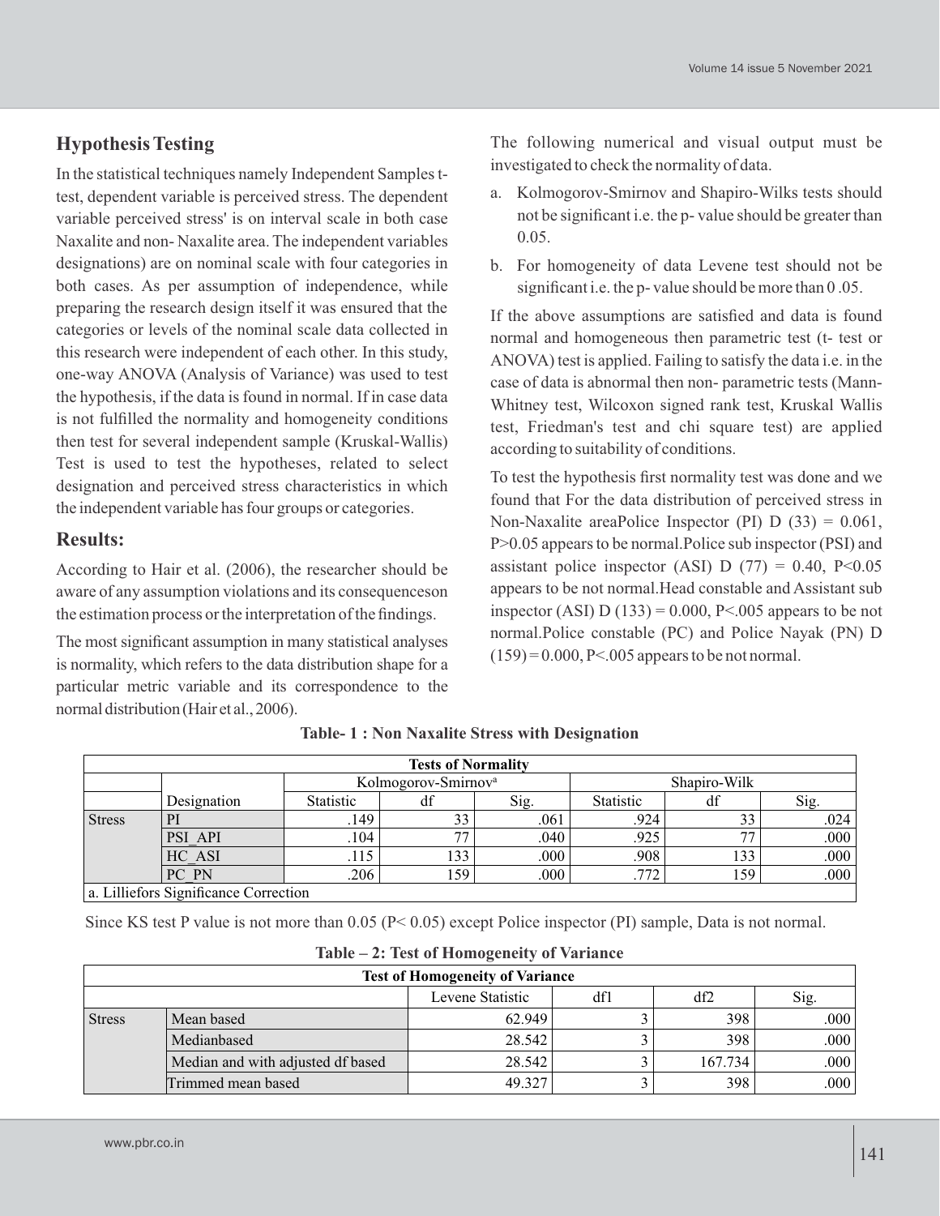## Hypothesis Testing

In the statistical techniques namely Independent Samples t-test, dependent variable is perceived stress. The dependent variable perceived stress' is on interval scale in both case Naxalite and non- Naxalite area. The independent variables designations) are on nominal scale with four categories in both cases. As per assumption of independence, while preparing the research design itself it was ensured that the categories or levels of the nominal scale data collected in this research were independent of each other. In this study, one-way ANOVA (Analysis of Variance) was used to test the hypothesis, if the data is found in normal. If in case data is not fulfilled the normality and homogeneity conditions then test for several independent sample (Kruskal-Wallis) Test is used to test the hypotheses, related to select designation and perceived stress characteristics in which the independent variable has four groups or categories.

## Results:

According to Hair et al. (2006), the researcher should be aware of any assumption violations and its consequenceson the estimation process or the interpretation of the findings.

The most significant assumption in many statistical analyses is normality, which refers to the data distribution shape for a particular metric variable and its correspondence to the normal distribution (Hair et al., 2006).

The following numerical and visual output must be investigated to check the normality of data.

a. Kolmogorov-Smirnov and Shapiro-Wilks tests should not be significant i.e. the p- value should be greater than 0.05.

b. For homogeneity of data Levene test should not be significant i.e. the p- value should be more than 0 .05.

If the above assumptions are satisfied and data is found normal and homogeneous then parametric test (t- test or ANOVA) test is applied. Failing to satisfy the data i.e. in the case of data is abnormal then non- parametric tests (Mann-Whitney test, Wilcoxon signed rank test, Kruskal Wallis test, Friedman's test and chi square test) are applied according to suitability of conditions.

To test the hypothesis first normality test was done and we found that For the data distribution of perceived stress in Non-Naxalite areaPolice Inspector (PI) D (33) = 0.061, P>0.05 appears to be normal.Police sub inspector (PSI) and assistant police inspector (ASI) D (77) = 0.40, P<0.05 appears to be not normal.Head constable and Assistant sub inspector (ASI) D (133) = 0.000, P<.005 appears to be not normal.Police constable (PC) and Police Nayak (PN) D (159) = 0.000, P<.005 appears to be not normal.

**Table- 1 : Non Naxalite Stress with Designation**

| Tests of Normality | | | | | | | |
|---|---|---|---|---|---|---|---|
| | | Kolmogorov-Smirnov[a] | | | Shapiro-Wilk | | |
| | Designation | Statistic | df | Sig. | Statistic | df | Sig. |
| Stress | PI | .149 | 33 | .061 | .924 | 33 | .024 |
| | PSI_API | .104 | 77 | .040 | .925 | 77 | .000 |
| | HC_ASI | .115 | 133 | .000 | .908 | 133 | .000 |
| | PC_PN | .206 | 159 | .000 | .772 | 159 | .000 |

a. Lilliefors Significance Correction

Since KS test P value is not more than 0.05 (P< 0.05) except Police inspector (PI) sample, Data is not normal.

**Table – 2: Test of Homogeneity of Variance**

| Test of Homogeneity of Variance | | | | | |
|---|---|---|---|---|---|
| | | Levene Statistic | df1 | df2 | Sig. |
| Stress | Mean based | 62.949 | 3 | 398 | .000 |
| | Medianbased | 28.542 | 3 | 398 | .000 |
| | Median and with adjusted df based | 28.542 | 3 | 167.734 | .000 |
| | Trimmed mean based | 49.327 | 3 | 398 | .000 |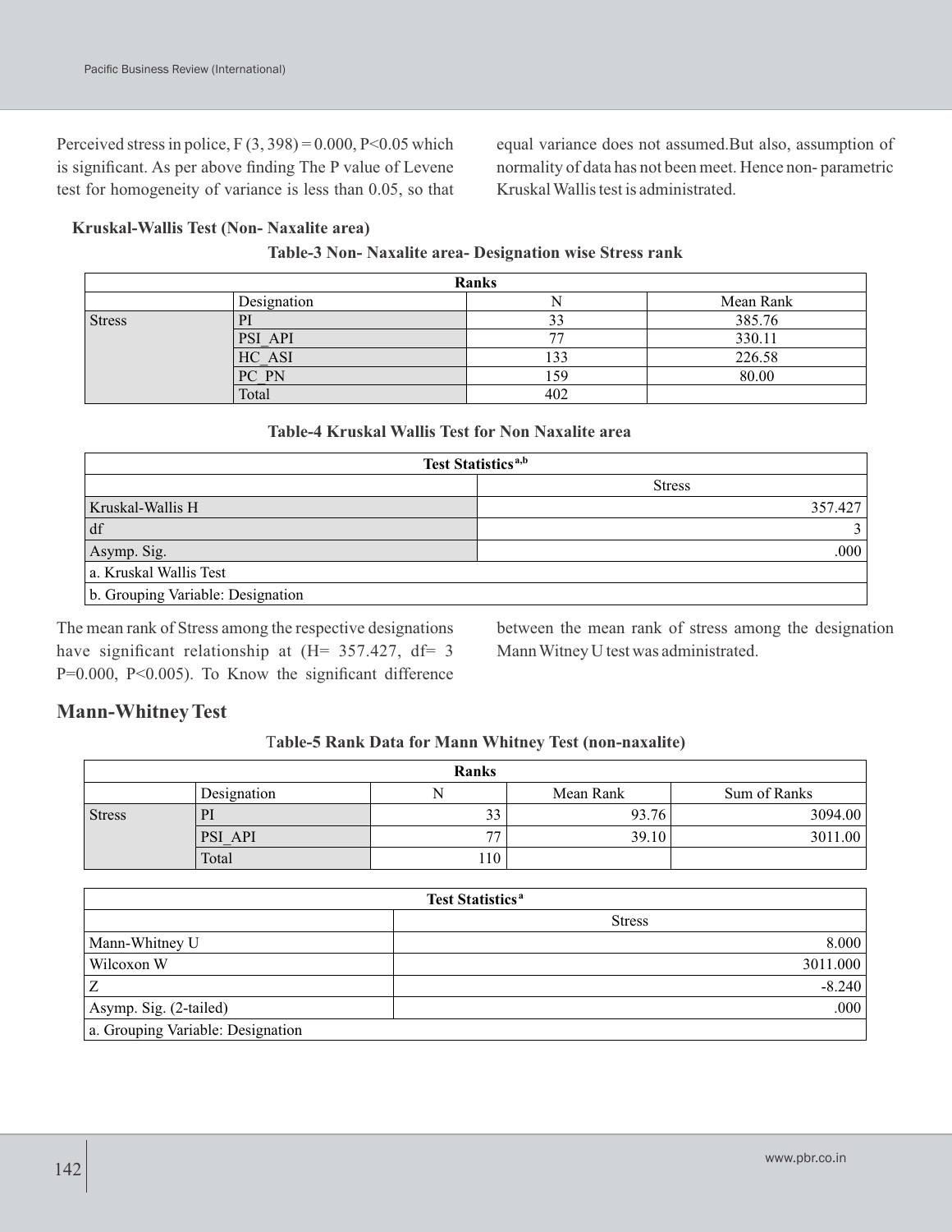Perceived stress in police, F (3, 398) = 0.000, P<0.05 which is significant. As per above finding The P value of Levene test for homogeneity of variance is less than 0.05, so that equal variance does not assumed.But also, assumption of normality of data has not been meet. Hence non- parametric Kruskal Wallis test is administrated.

**Kruskal-Wallis Test (Non- Naxalite area)**

**Table-3 Non- Naxalite area- Designation wise Stress rank**

| Ranks | | | |
|---|---|---|---|
| | Designation | N | Mean Rank |
| Stress | PI | 33 | 385.76 |
| | PSI_API | 77 | 330.11 |
| | HC_ASI | 133 | 226.58 |
| | PC_PN | 159 | 80.00 |
| | Total | 402 | |

**Table-4 Kruskal Wallis Test for Non Naxalite area**

| Test Statistics[a,b] | |
|---|---|
| | Stress |
| Kruskal-Wallis H | 357.427 |
| df | 3 |
| Asymp. Sig. | .000 |
| a. Kruskal Wallis Test | |
| b. Grouping Variable: Designation | |

The mean rank of Stress among the respective designations have significant relationship at (H= 357.427, df= 3 P=0.000, P<0.005). To Know the significant difference between the mean rank of stress among the designation Mann Witney U test was administrated.

## Mann-Whitney Test

**Table-5 Rank Data for Mann Whitney Test (non-naxalite)**

| Ranks | | | | |
|---|---|---|---|---|
| | Designation | N | Mean Rank | Sum of Ranks |
| Stress | PI | 33 | 93.76 | 3094.00 |
| | PSI_API | 77 | 39.10 | 3011.00 |
| | Total | 110 | | |

| Test Statistics[a] | |
|---|---|
| | Stress |
| Mann-Whitney U | 8.000 |
| Wilcoxon W | 3011.000 |
| Z | -8.240 |
| Asymp. Sig. (2-tailed) | .000 |
| a. Grouping Variable: Designation | |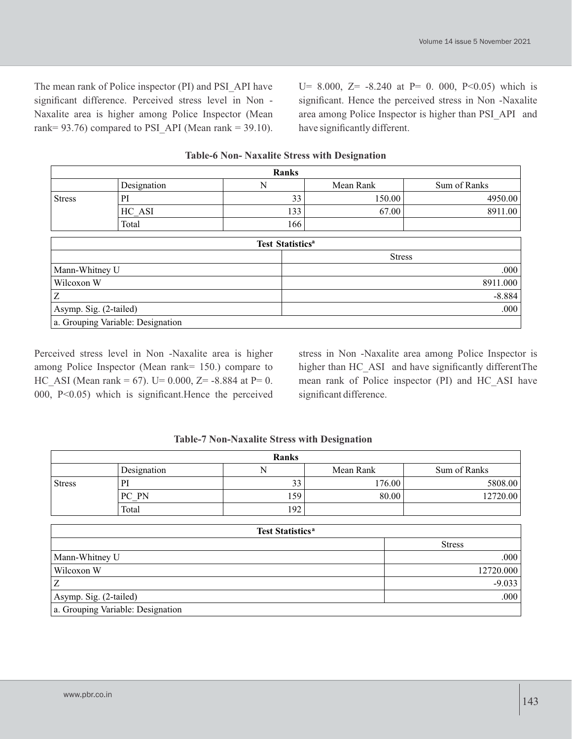The mean rank of Police inspector (PI) and PSI_API have significant difference. Perceived stress level in Non - Naxalite area is higher among Police Inspector (Mean rank= 93.76) compared to PSI_API (Mean rank = 39.10). U= 8.000, Z= -8.240 at P= 0. 000, P<0.05) which is significant. Hence the perceived stress in Non -Naxalite area among Police Inspector is higher than PSI_API and have significantly different.

**Table-6 Non- Naxalite Stress with Designation**

| Ranks | | | | |
|---|---|---|---|---|
| | Designation | N | Mean Rank | Sum of Ranks |
| Stress | PI | 33 | 150.00 | 4950.00 |
| | HC_ASI | 133 | 67.00 | 8911.00 |
| | Total | 166 | | |

| Test Statistics[a] | |
|---|---|
| | Stress |
| Mann-Whitney U | .000 |
| Wilcoxon W | 8911.000 |
| Z | -8.884 |
| Asymp. Sig. (2-tailed) | .000 |
| a. Grouping Variable: Designation | |

Perceived stress level in Non -Naxalite area is higher among Police Inspector (Mean rank= 150.) compare to HC_ASI (Mean rank = 67). U= 0.000, Z= -8.884 at P= 0. 000, P<0.05) which is significant.Hence the perceived stress in Non -Naxalite area among Police Inspector is higher than HC_ASI and have significantly differentThe mean rank of Police inspector (PI) and HC_ASI have significant difference.

**Table-7 Non-Naxalite Stress with Designation**

| Ranks | | | | |
|---|---|---|---|---|
| | Designation | N | Mean Rank | Sum of Ranks |
| Stress | PI | 33 | 176.00 | 5808.00 |
| | PC_PN | 159 | 80.00 | 12720.00 |
| | Total | 192 | | |

| Test Statistics[a] | |
|---|---|
| | Stress |
| Mann-Whitney U | .000 |
| Wilcoxon W | 12720.000 |
| Z | -9.033 |
| Asymp. Sig. (2-tailed) | .000 |
| a. Grouping Variable: Designation | |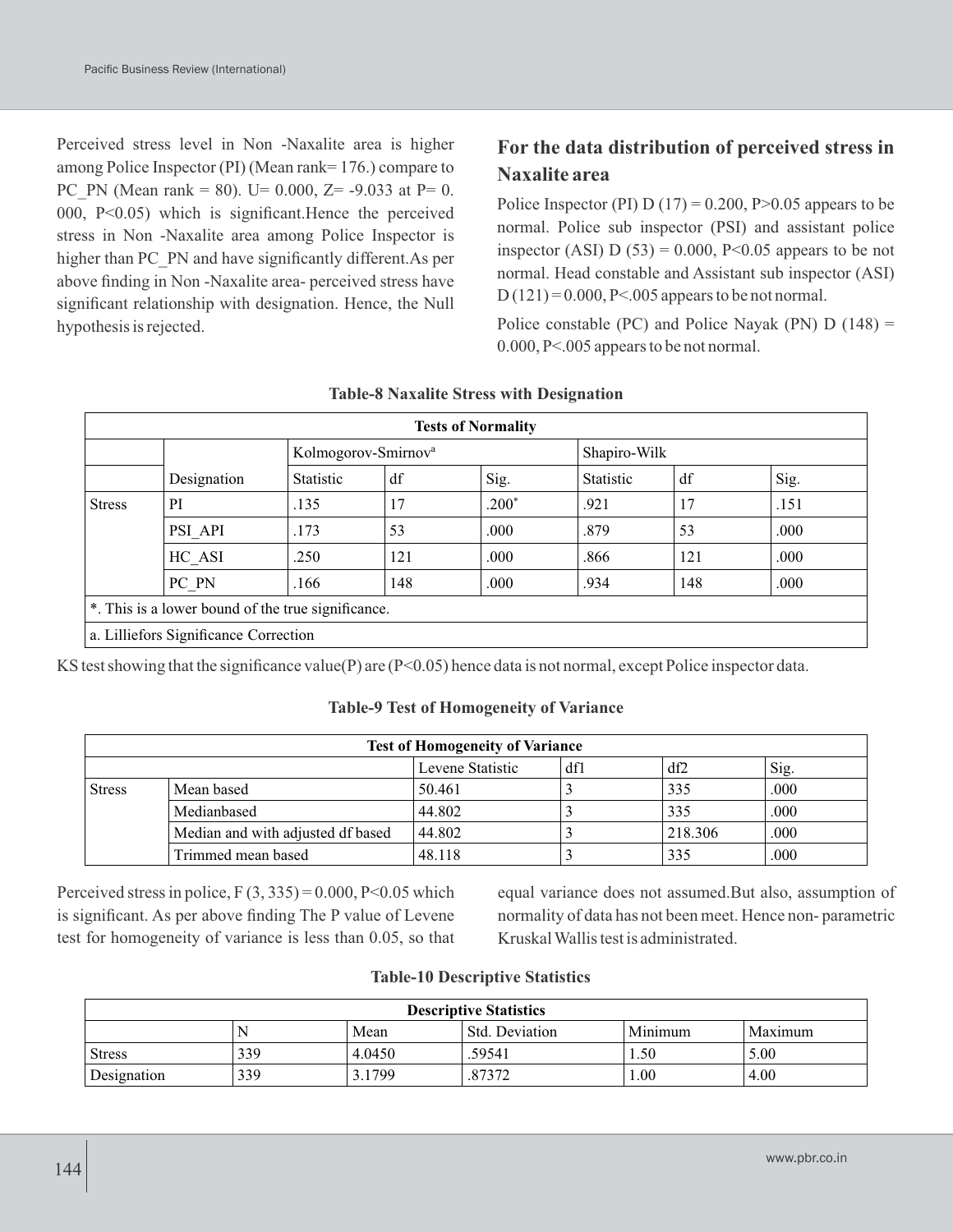Perceived stress level in Non -Naxalite area is higher among Police Inspector (PI) (Mean rank= 176.) compare to PC_PN (Mean rank = 80). U= 0.000, Z= -9.033 at P= 0. 000, P<0.05) which is significant.Hence the perceived stress in Non -Naxalite area among Police Inspector is higher than PC_PN and have significantly different.As per above finding in Non -Naxalite area- perceived stress have significant relationship with designation. Hence, the Null hypothesis is rejected.

## For the data distribution of perceived stress in Naxalite area

Police Inspector (PI) D (17) = 0.200, P>0.05 appears to be normal. Police sub inspector (PSI) and assistant police inspector (ASI) D (53) = 0.000, P<0.05 appears to be not normal. Head constable and Assistant sub inspector (ASI) D (121) = 0.000, P<.005 appears to be not normal.

Police constable (PC) and Police Nayak (PN) D (148) = 0.000, P<.005 appears to be not normal.

**Table-8 Naxalite Stress with Designation**

| Tests of Normality | | | | | | | |
|---|---|---|---|---|---|---|---|
| | | Kolmogorov-Smirnov[a] | | | Shapiro-Wilk | | |
| | Designation | Statistic | df | Sig. | Statistic | df | Sig. |
| Stress | PI | .135 | 17 | .200* | .921 | 17 | .151 |
| | PSI_API | .173 | 53 | .000 | .879 | 53 | .000 |
| | HC_ASI | .250 | 121 | .000 | .866 | 121 | .000 |
| | PC_PN | .166 | 148 | .000 | .934 | 148 | .000 |
| *. This is a lower bound of the true significance. | | | | | | | |
| a. Lilliefors Significance Correction | | | | | | | |

KS test showing that the significance value(P) are (P<0.05) hence data is not normal, except Police inspector data.

**Table-9 Test of Homogeneity of Variance**

| Test of Homogeneity of Variance | | | | | |
|---|---|---|---|---|---|
| | | Levene Statistic | df1 | df2 | Sig. |
| Stress | Mean based | 50.461 | 3 | 335 | .000 |
| | Medianbased | 44.802 | 3 | 335 | .000 |
| | Median and with adjusted df based | 44.802 | 3 | 218.306 | .000 |
| | Trimmed mean based | 48.118 | 3 | 335 | .000 |

Perceived stress in police, F (3, 335) = 0.000, P<0.05 which is significant. As per above finding The P value of Levene test for homogeneity of variance is less than 0.05, so that equal variance does not assumed.But also, assumption of normality of data has not been meet. Hence non- parametric Kruskal Wallis test is administrated.

**Table-10 Descriptive Statistics**

| Descriptive Statistics | | | | | |
|---|---|---|---|---|---|
| | N | Mean | Std. Deviation | Minimum | Maximum |
| Stress | 339 | 4.0450 | .59541 | 1.50 | 5.00 |
| Designation | 339 | 3.1799 | .87372 | 1.00 | 4.00 |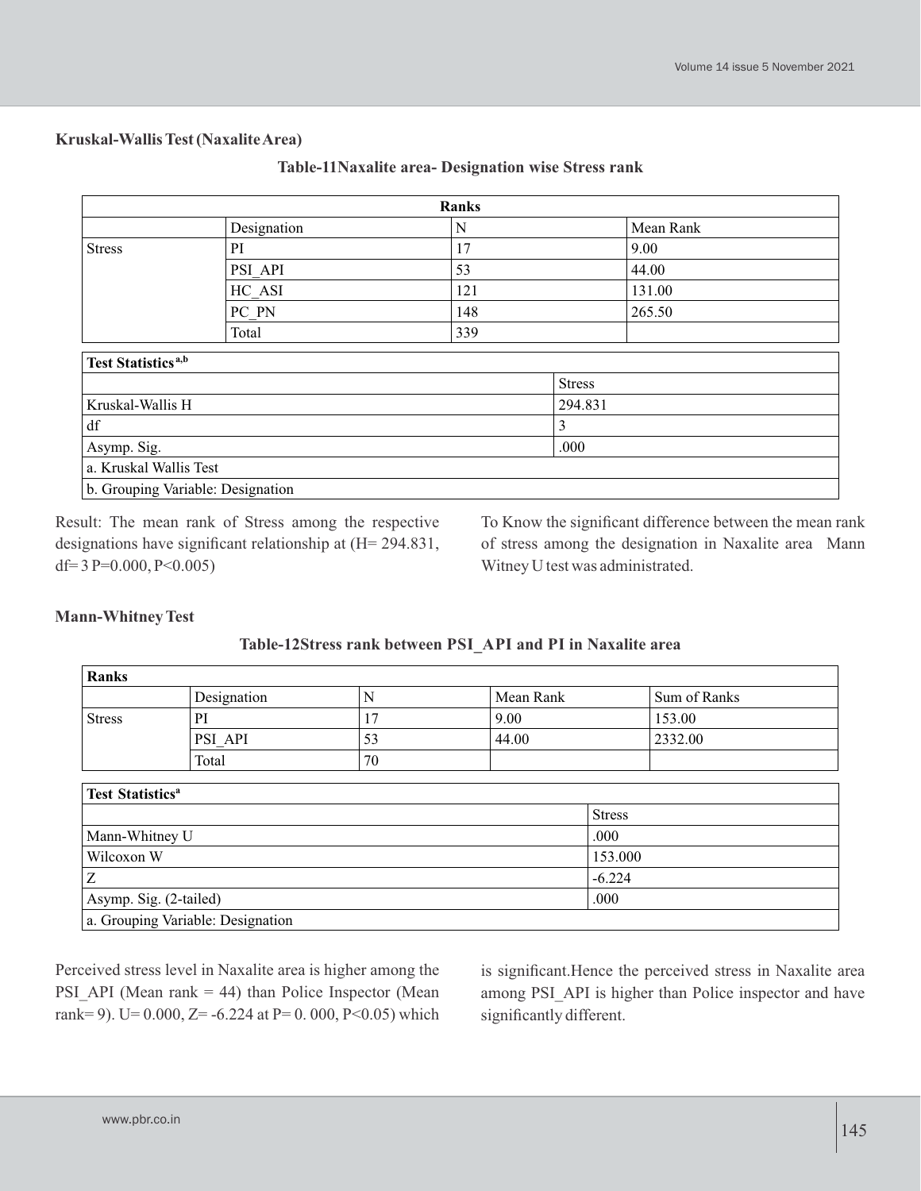**Kruskal-Wallis Test (Naxalite Area)**

**Table-11Naxalite area- Designation wise Stress rank**

| Ranks | | | |
|---|---|---|---|
| | Designation | N | Mean Rank |
| Stress | PI | 17 | 9.00 |
| | PSI_API | 53 | 44.00 |
| | HC_ASI | 121 | 131.00 |
| | PC_PN | 148 | 265.50 |
| | Total | 339 | |

| Test Statistics [a,b] | |
|---|---|
| | Stress |
| Kruskal-Wallis H | 294.831 |
| df | 3 |
| Asymp. Sig. | .000 |
| a. Kruskal Wallis Test | |
| b. Grouping Variable: Designation | |

Result: The mean rank of Stress among the respective designations have significant relationship at (H= 294.831, df= 3 P=0.000, P<0.005)

To Know the significant difference between the mean rank of stress among the designation in Naxalite area Mann Witney U test was administrated.

**Mann-Whitney Test**

**Table-12Stress rank between PSI_API and PI in Naxalite area**

| Ranks | | | | |
|---|---|---|---|---|
| | Designation | N | Mean Rank | Sum of Ranks |
| Stress | PI | 17 | 9.00 | 153.00 |
| | PSI_API | 53 | 44.00 | 2332.00 |
| | Total | 70 | | |

| Test Statistics [a] | |
|---|---|
| | Stress |
| Mann-Whitney U | .000 |
| Wilcoxon W | 153.000 |
| Z | -6.224 |
| Asymp. Sig. (2-tailed) | .000 |
| a. Grouping Variable: Designation | |

Perceived stress level in Naxalite area is higher among the PSI_API (Mean rank = 44) than Police Inspector (Mean rank= 9). U= 0.000, Z= -6.224 at P= 0. 000, P<0.05) which is significant.Hence the perceived stress in Naxalite area among PSI_API is higher than Police inspector and have significantly different.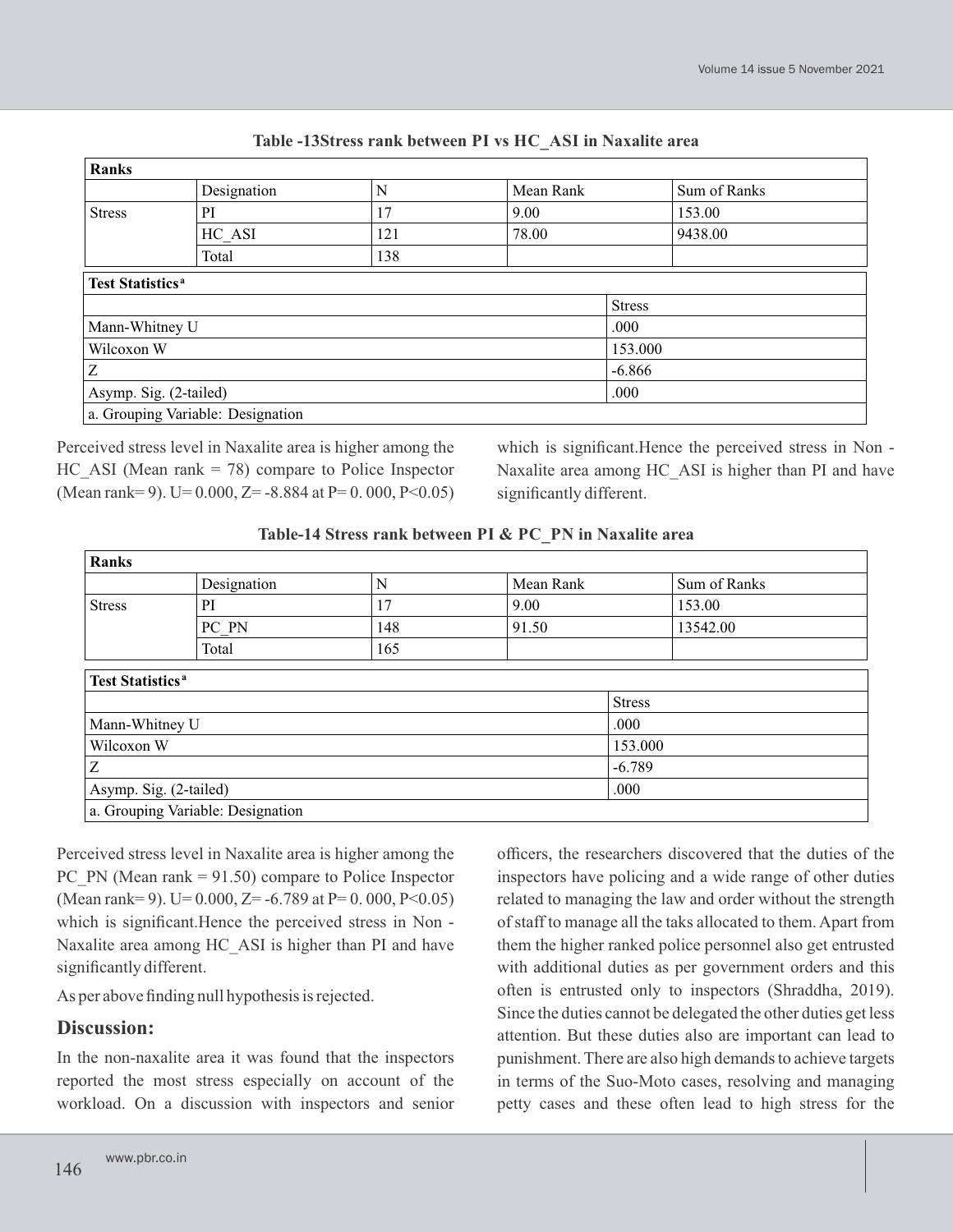**Table -13Stress rank between PI vs HC_ASI in Naxalite area**

| Ranks | | | | |
|---|---|---|---|---|
| | Designation | N | Mean Rank | Sum of Ranks |
| Stress | PI | 17 | 9.00 | 153.00 |
| | HC_ASI | 121 | 78.00 | 9438.00 |
| | Total | 138 | | |

| Test Statistics[a] | |
|---|---|
| | Stress |
| Mann-Whitney U | .000 |
| Wilcoxon W | 153.000 |
| Z | -6.866 |
| Asymp. Sig. (2-tailed) | .000 |
| a. Grouping Variable: Designation | |

Perceived stress level in Naxalite area is higher among the HC_ASI (Mean rank = 78) compare to Police Inspector (Mean rank= 9). U= 0.000, Z= -8.884 at P= 0. 000, P<0.05) which is significant.Hence the perceived stress in Non - Naxalite area among HC_ASI is higher than PI and have significantly different.

**Table-14 Stress rank between PI & PC_PN in Naxalite area**

| Ranks | | | | |
|---|---|---|---|---|
| | Designation | N | Mean Rank | Sum of Ranks |
| Stress | PI | 17 | 9.00 | 153.00 |
| | PC_PN | 148 | 91.50 | 13542.00 |
| | Total | 165 | | |

| Test Statistics[a] | |
|---|---|
| | Stress |
| Mann-Whitney U | .000 |
| Wilcoxon W | 153.000 |
| Z | -6.789 |
| Asymp. Sig. (2-tailed) | .000 |
| a. Grouping Variable: Designation | |

Perceived stress level in Naxalite area is higher among the PC_PN (Mean rank = 91.50) compare to Police Inspector (Mean rank= 9). U= 0.000, Z= -6.789 at P= 0. 000, P<0.05) which is significant.Hence the perceived stress in Non - Naxalite area among HC_ASI is higher than PI and have significantly different.

As per above finding null hypothesis is rejected.

## Discussion:

In the non-naxalite area it was found that the inspectors reported the most stress especially on account of the workload. On a discussion with inspectors and senior officers, the researchers discovered that the duties of the inspectors have policing and a wide range of other duties related to managing the law and order without the strength of staff to manage all the taks allocated to them. Apart from them the higher ranked police personnel also get entrusted with additional duties as per government orders and this often is entrusted only to inspectors (Shraddha, 2019). Since the duties cannot be delegated the other duties get less attention. But these duties also are important can lead to punishment. There are also high demands to achieve targets in terms of the Suo-Moto cases, resolving and managing petty cases and these often lead to high stress for the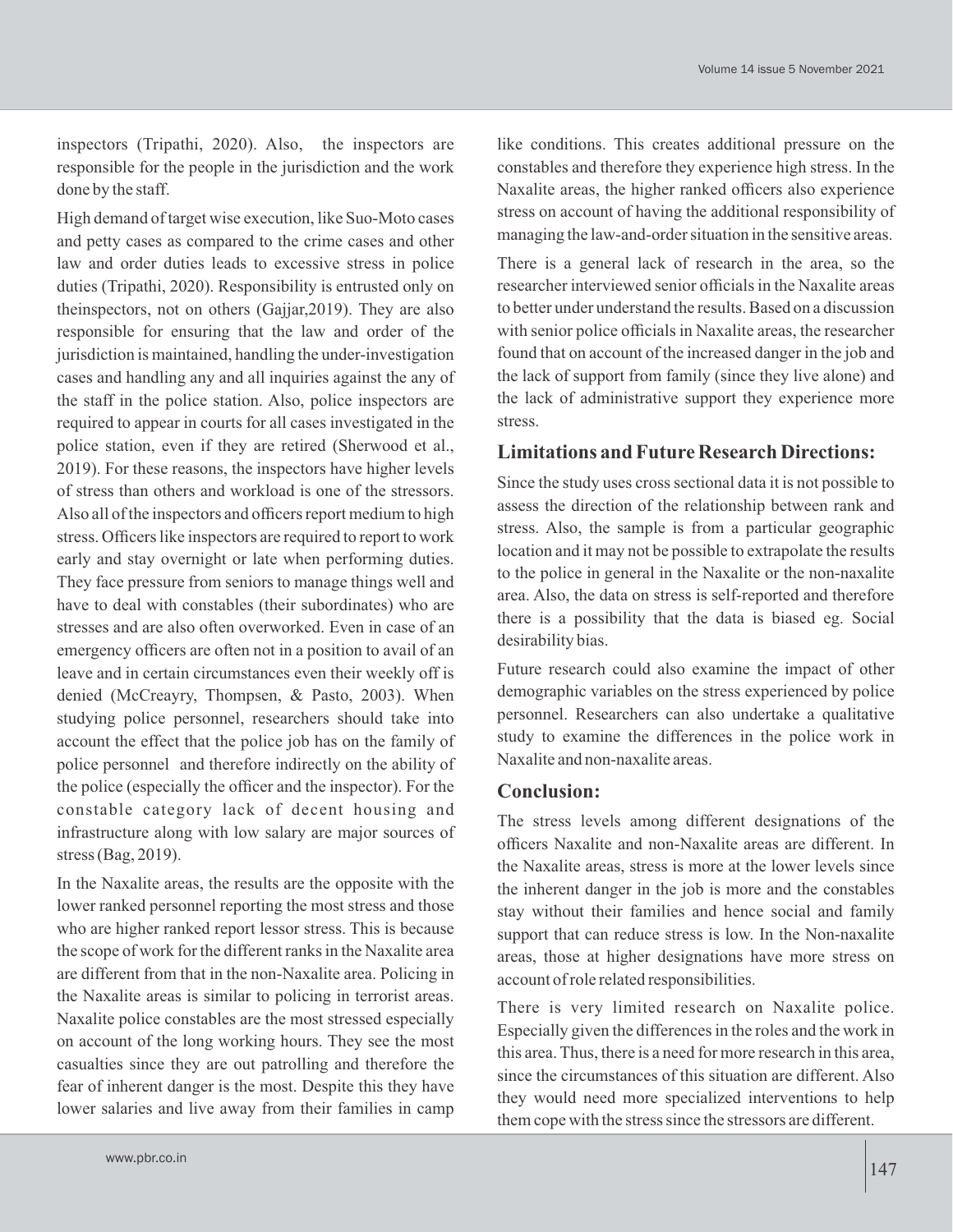inspectors (Tripathi, 2020). Also, the inspectors are responsible for the people in the jurisdiction and the work done by the staff.

High demand of target wise execution, like Suo-Moto cases and petty cases as compared to the crime cases and other law and order duties leads to excessive stress in police duties (Tripathi, 2020). Responsibility is entrusted only on theinspectors, not on others (Gajjar,2019). They are also responsible for ensuring that the law and order of the jurisdiction is maintained, handling the under-investigation cases and handling any and all inquiries against the any of the staff in the police station. Also, police inspectors are required to appear in courts for all cases investigated in the police station, even if they are retired (Sherwood et al., 2019). For these reasons, the inspectors have higher levels of stress than others and workload is one of the stressors. Also all of the inspectors and officers report medium to high stress. Officers like inspectors are required to report to work early and stay overnight or late when performing duties. They face pressure from seniors to manage things well and have to deal with constables (their subordinates) who are stresses and are also often overworked. Even in case of an emergency officers are often not in a position to avail of an leave and in certain circumstances even their weekly off is denied (McCreayry, Thompsen, & Pasto, 2003). When studying police personnel, researchers should take into account the effect that the police job has on the family of police personnel and therefore indirectly on the ability of the police (especially the officer and the inspector). For the constable category lack of decent housing and infrastructure along with low salary are major sources of stress (Bag, 2019).

In the Naxalite areas, the results are the opposite with the lower ranked personnel reporting the most stress and those who are higher ranked report lessor stress. This is because the scope of work for the different ranks in the Naxalite area are different from that in the non-Naxalite area. Policing in the Naxalite areas is similar to policing in terrorist areas. Naxalite police constables are the most stressed especially on account of the long working hours. They see the most casualties since they are out patrolling and therefore the fear of inherent danger is the most. Despite this they have lower salaries and live away from their families in camp like conditions. This creates additional pressure on the constables and therefore they experience high stress. In the Naxalite areas, the higher ranked officers also experience stress on account of having the additional responsibility of managing the law-and-order situation in the sensitive areas.

There is a general lack of research in the area, so the researcher interviewed senior officials in the Naxalite areas to better under understand the results. Based on a discussion with senior police officials in Naxalite areas, the researcher found that on account of the increased danger in the job and the lack of support from family (since they live alone) and the lack of administrative support they experience more stress.

## Limitations and Future Research Directions:

Since the study uses cross sectional data it is not possible to assess the direction of the relationship between rank and stress. Also, the sample is from a particular geographic location and it may not be possible to extrapolate the results to the police in general in the Naxalite or the non-naxalite area. Also, the data on stress is self-reported and therefore there is a possibility that the data is biased eg. Social desirability bias.

Future research could also examine the impact of other demographic variables on the stress experienced by police personnel. Researchers can also undertake a qualitative study to examine the differences in the police work in Naxalite and non-naxalite areas.

## Conclusion:

The stress levels among different designations of the officers Naxalite and non-Naxalite areas are different. In the Naxalite areas, stress is more at the lower levels since the inherent danger in the job is more and the constables stay without their families and hence social and family support that can reduce stress is low. In the Non-naxalite areas, those at higher designations have more stress on account of role related responsibilities.

There is very limited research on Naxalite police. Especially given the differences in the roles and the work in this area. Thus, there is a need for more research in this area, since the circumstances of this situation are different. Also they would need more specialized interventions to help them cope with the stress since the stressors are different.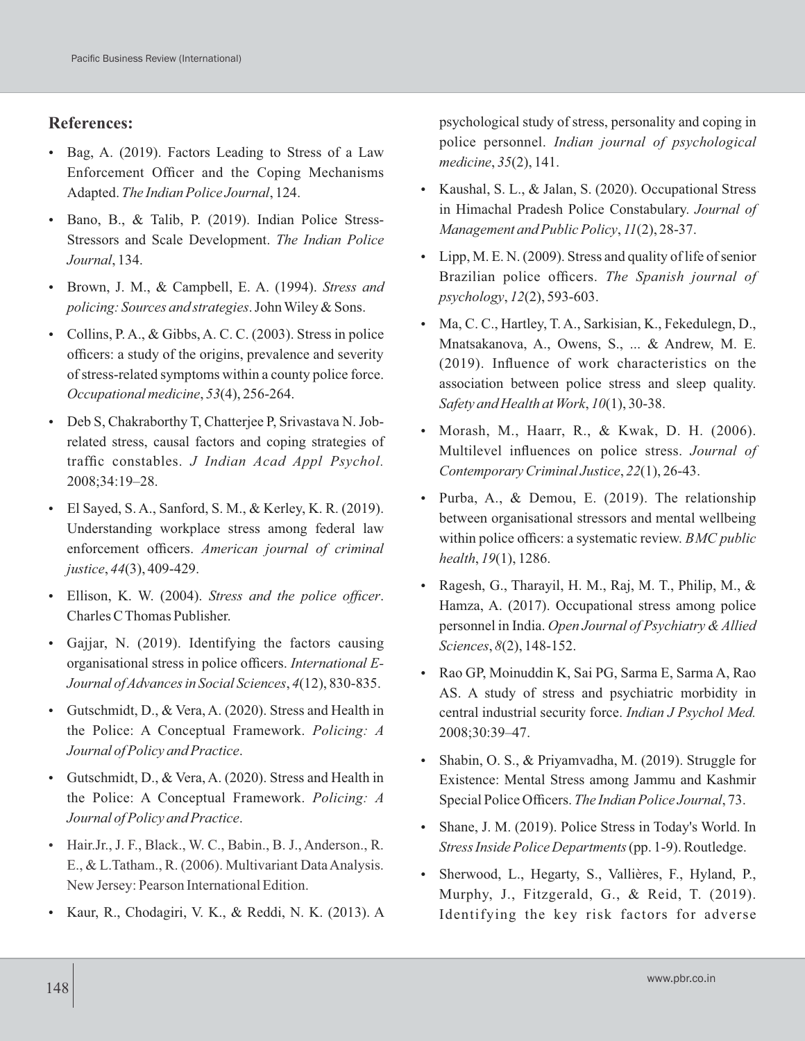## References:

- Bag, A. (2019). Factors Leading to Stress of a Law Enforcement Officer and the Coping Mechanisms Adapted. *The Indian Police Journal*, 124.
- Bano, B., & Talib, P. (2019). Indian Police Stress-Stressors and Scale Development. *The Indian Police Journal*, 134.
- Brown, J. M., & Campbell, E. A. (1994). *Stress and policing: Sources and strategies*. John Wiley & Sons.
- Collins, P. A., & Gibbs, A. C. C. (2003). Stress in police officers: a study of the origins, prevalence and severity of stress-related symptoms within a county police force. *Occupational medicine*, *53*(4), 256-264.
- Deb S, Chakraborthy T, Chatterjee P, Srivastava N. Job-related stress, causal factors and coping strategies of traffic constables. *J Indian Acad Appl Psychol.* 2008;34:19–28.
- El Sayed, S. A., Sanford, S. M., & Kerley, K. R. (2019). Understanding workplace stress among federal law enforcement officers. *American journal of criminal justice*, *44*(3), 409-429.
- Ellison, K. W. (2004). *Stress and the police officer*. Charles C Thomas Publisher.
- Gajjar, N. (2019). Identifying the factors causing organisational stress in police officers. *International E-Journal of Advances in Social Sciences*, *4*(12), 830-835.
- Gutschmidt, D., & Vera, A. (2020). Stress and Health in the Police: A Conceptual Framework. *Policing: A Journal of Policy and Practice*.
- Gutschmidt, D., & Vera, A. (2020). Stress and Health in the Police: A Conceptual Framework. *Policing: A Journal of Policy and Practice*.
- Hair.Jr., J. F., Black., W. C., Babin., B. J., Anderson., R. E., & L.Tatham., R. (2006). Multivariant Data Analysis. New Jersey: Pearson International Edition.
- Kaur, R., Chodagiri, V. K., & Reddi, N. K. (2013). A psychological study of stress, personality and coping in police personnel. *Indian journal of psychological medicine*, *35*(2), 141.
- Kaushal, S. L., & Jalan, S. (2020). Occupational Stress in Himachal Pradesh Police Constabulary. *Journal of Management and Public Policy*, *11*(2), 28-37.
- Lipp, M. E. N. (2009). Stress and quality of life of senior Brazilian police officers. *The Spanish journal of psychology*, *12*(2), 593-603.
- Ma, C. C., Hartley, T. A., Sarkisian, K., Fekedulegn, D., Mnatsakanova, A., Owens, S., ... & Andrew, M. E. (2019). Influence of work characteristics on the association between police stress and sleep quality. *Safety and Health at Work*, *10*(1), 30-38.
- Morash, M., Haarr, R., & Kwak, D. H. (2006). Multilevel influences on police stress. *Journal of Contemporary Criminal Justice*, *22*(1), 26-43.
- Purba, A., & Demou, E. (2019). The relationship between organisational stressors and mental wellbeing within police officers: a systematic review. *BMC public health*, *19*(1), 1286.
- Ragesh, G., Tharayil, H. M., Raj, M. T., Philip, M., & Hamza, A. (2017). Occupational stress among police personnel in India. *Open Journal of Psychiatry & Allied Sciences*, *8*(2), 148-152.
- Rao GP, Moinuddin K, Sai PG, Sarma E, Sarma A, Rao AS. A study of stress and psychiatric morbidity in central industrial security force. *Indian J Psychol Med.* 2008;30:39–47.
- Shabin, O. S., & Priyamvadha, M. (2019). Struggle for Existence: Mental Stress among Jammu and Kashmir Special Police Officers. *The Indian Police Journal*, 73.
- Shane, J. M. (2019). Police Stress in Today's World. In *Stress Inside Police Departments* (pp. 1-9). Routledge.
- Sherwood, L., Hegarty, S., Vallières, F., Hyland, P., Murphy, J., Fitzgerald, G., & Reid, T. (2019). Identifying the key risk factors for adverse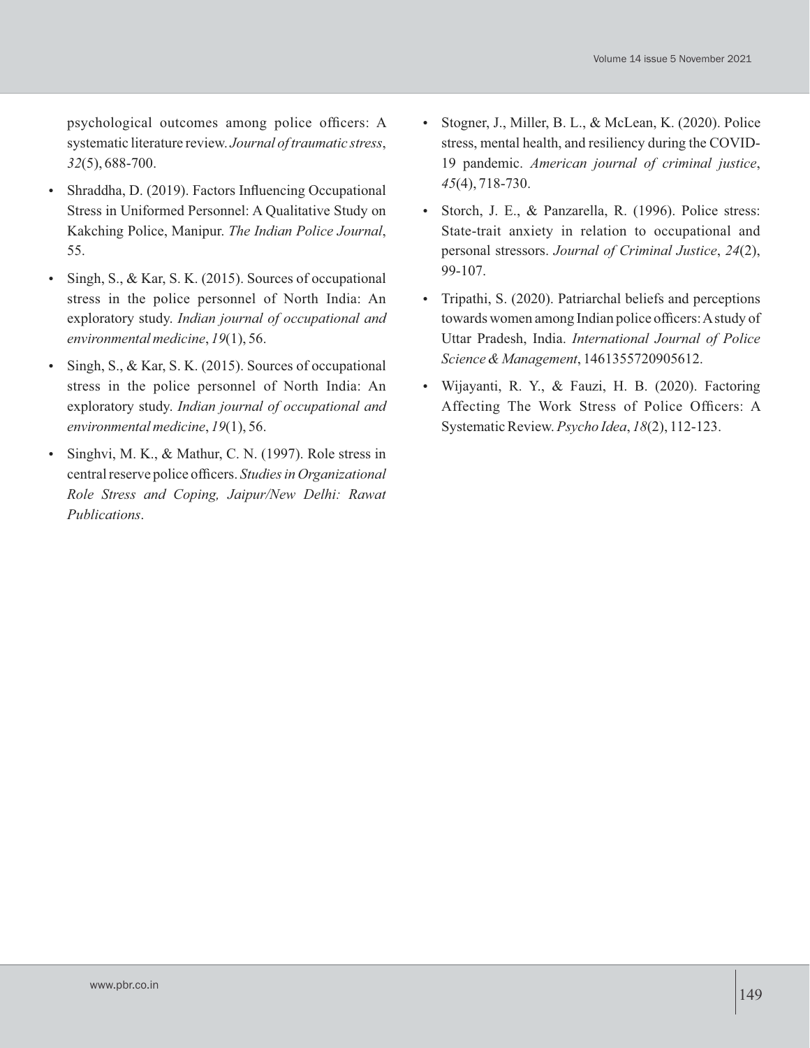psychological outcomes among police officers: A systematic literature review. *Journal of traumatic stress*, *32*(5), 688-700.

- Shraddha, D. (2019). Factors Influencing Occupational Stress in Uniformed Personnel: A Qualitative Study on Kakching Police, Manipur. *The Indian Police Journal*, 55.
- Singh, S., & Kar, S. K. (2015). Sources of occupational stress in the police personnel of North India: An exploratory study. *Indian journal of occupational and environmental medicine*, *19*(1), 56.
- Singh, S., & Kar, S. K. (2015). Sources of occupational stress in the police personnel of North India: An exploratory study. *Indian journal of occupational and environmental medicine*, *19*(1), 56.
- Singhvi, M. K., & Mathur, C. N. (1997). Role stress in central reserve police officers. *Studies in Organizational Role Stress and Coping, Jaipur/New Delhi: Rawat Publications*.
- Stogner, J., Miller, B. L., & McLean, K. (2020). Police stress, mental health, and resiliency during the COVID-19 pandemic. *American journal of criminal justice*, *45*(4), 718-730.
- Storch, J. E., & Panzarella, R. (1996). Police stress: State-trait anxiety in relation to occupational and personal stressors. *Journal of Criminal Justice*, *24*(2), 99-107.
- Tripathi, S. (2020). Patriarchal beliefs and perceptions towards women among Indian police officers: A study of Uttar Pradesh, India. *International Journal of Police Science & Management*, 1461355720905612.
- Wijayanti, R. Y., & Fauzi, H. B. (2020). Factoring Affecting The Work Stress of Police Officers: A Systematic Review. *Psycho Idea*, *18*(2), 112-123.